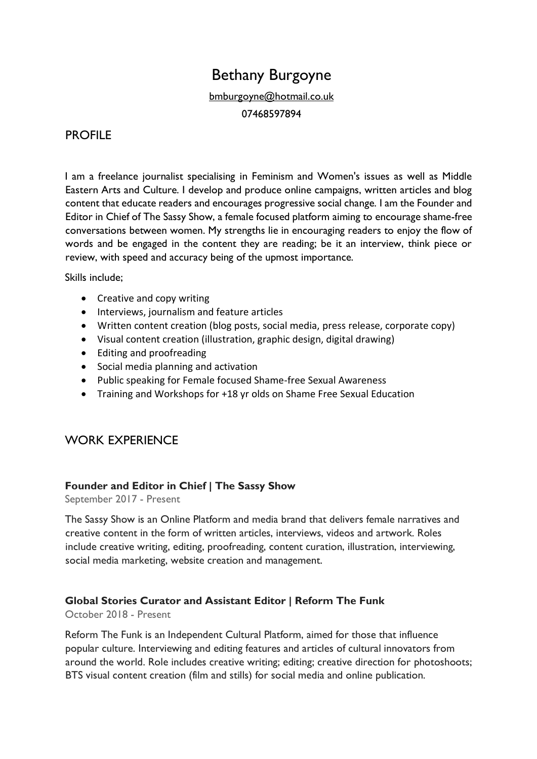# Bethany Burgoyne

bmburgoyne@hotmail.co.uk

07468597894

## PROFILE

I am a freelance journalist specialising in Feminism and Women's issues as well as Middle Eastern Arts and Culture. I develop and produce online campaigns, written articles and blog content that educate readers and encourages progressive social change. I am the Founder and Editor in Chief of The Sassy Show, a female focused platform aiming to encourage shame-free conversations between women. My strengths lie in encouraging readers to enjoy the flow of words and be engaged in the content they are reading; be it an interview, think piece or review, with speed and accuracy being of the upmost importance.

Skills include;

- Creative and copy writing
- Interviews, journalism and feature articles
- Written content creation (blog posts, social media, press release, corporate copy)
- Visual content creation (illustration, graphic design, digital drawing)
- Editing and proofreading
- Social media planning and activation
- Public speaking for Female focused Shame-free Sexual Awareness
- Training and Workshops for +18 yr olds on Shame Free Sexual Education

## WORK EXPERIENCE

**Founder and Editor in Chief | The Sassy Show**

September 2017 - Present

The Sassy Show is an Online Platform and media brand that delivers female narratives and creative content in the form of written articles, interviews, videos and artwork. Roles include creative writing, editing, proofreading, content curation, illustration, interviewing, social media marketing, website creation and management.

**Global Stories Curator and Assistant Editor | Reform The Funk**

October 2018 - Present

Reform The Funk is an Independent Cultural Platform, aimed for those that influence popular culture. Interviewing and editing features and articles of cultural innovators from around the world. Role includes creative writing; editing; creative direction for photoshoots; BTS visual content creation (film and stills) for social media and online publication.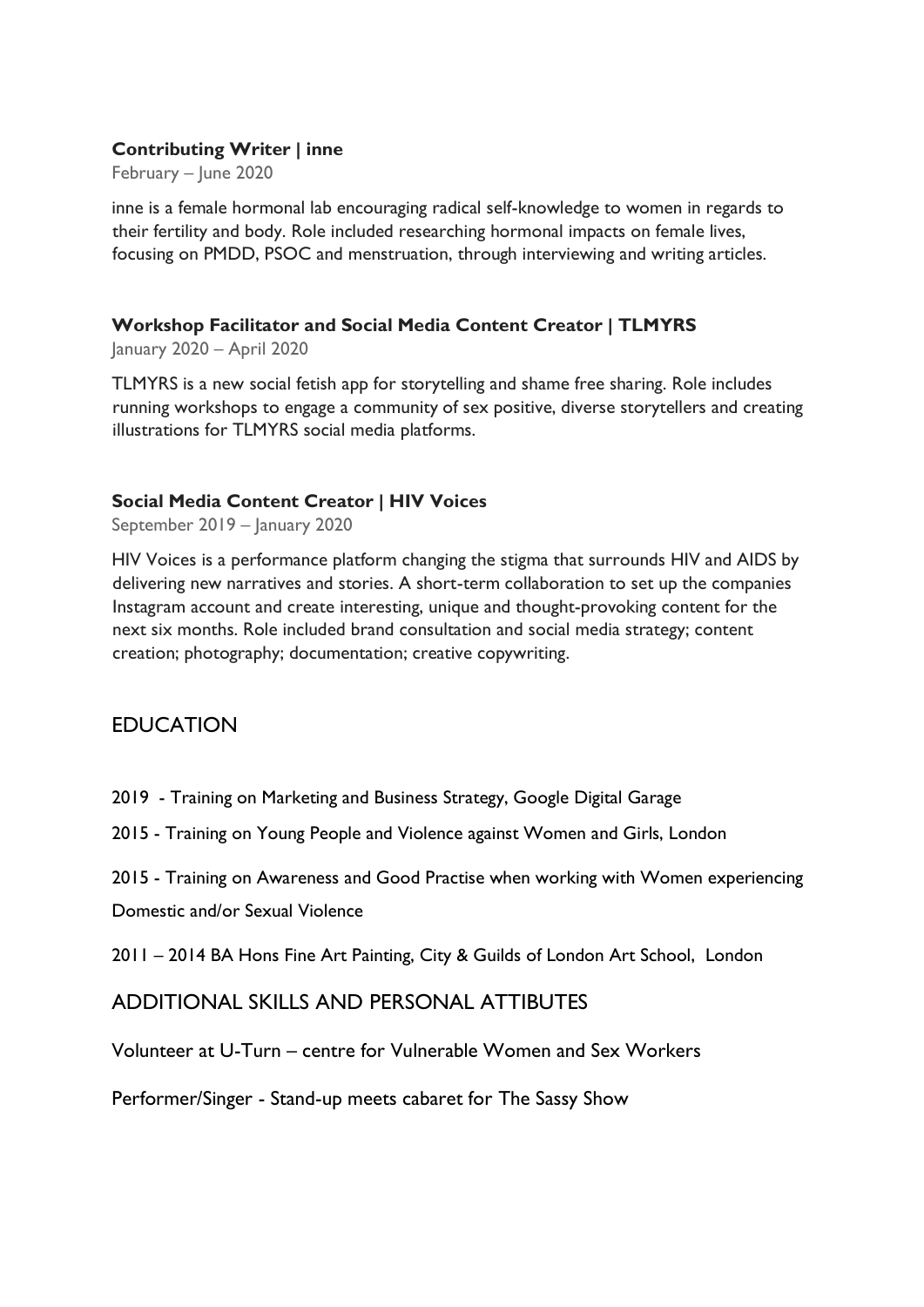**Contributing Writer | inne**

February – June 2020

inne is a female hormonal lab encouraging radical self-knowledge to women in regards to their fertility and body. Role included researching hormonal impacts on female lives, focusing on PMDD, PSOC and menstruation, through interviewing and writing articles.

**Workshop Facilitator and Social Media Content Creator | TLMYRS**

January 2020 – April 2020

TLMYRS is a new social fetish app for storytelling and shame free sharing. Role includes running workshops to engage a community of sex positive, diverse storytellers and creating illustrations for TLMYRS social media platforms.

**Social Media Content Creator | HIV Voices**

September 2019 – January 2020

HIV Voices is a performance platform changing the stigma that surrounds HIV and AIDS by delivering new narratives and stories. A short-term collaboration to set up the companies Instagram account and create interesting, unique and thought-provoking content for the next six months. Role included brand consultation and social media strategy; content creation; photography; documentation; creative copywriting.

## EDUCATION

2019 - Training on Marketing and Business Strategy, Google Digital Garage

2015 - Training on Young People and Violence against Women and Girls, London

2015 - Training on Awareness and Good Practise when working with Women experiencing Domestic and/or Sexual Violence

2011 – 2014 BA Hons Fine Art Painting, City & Guilds of London Art School, London

## ADDITIONAL SKILLS AND PERSONAL ATTIBUTES

Volunteer at U-Turn – centre for Vulnerable Women and Sex Workers

Performer/Singer - Stand-up meets cabaret for The Sassy Show